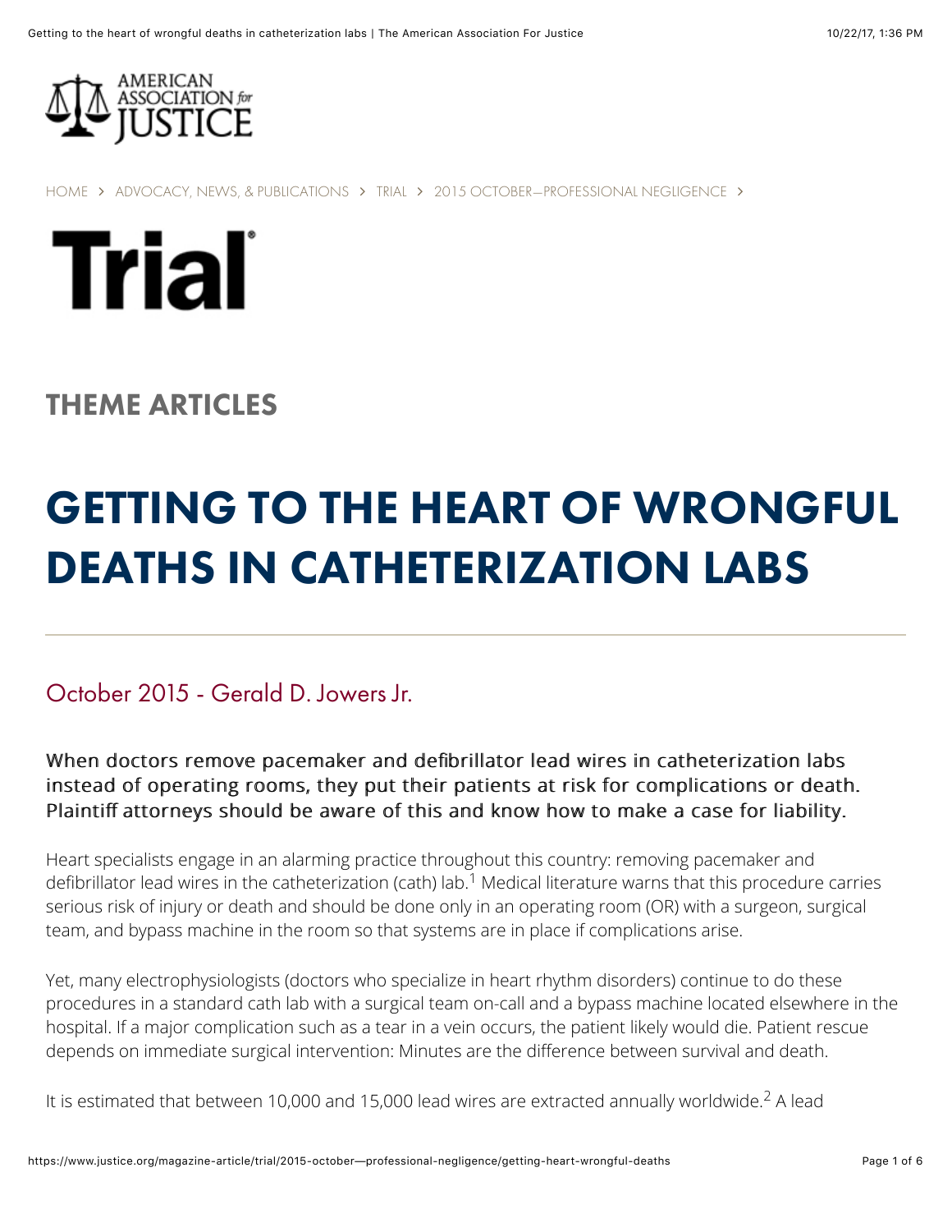HOME > ADVOCACY, NEWS, & PUBLICATIONS > TRIAL > 2015 OCTOBER—PROFESSIONAL NEGLIGENCE >

# Trial

## THEME ARTICLES

# GETTING TO THE HEART OF WRONGFUL DEATHS IN CATHETERIZATION LABS

October 2015 - Gerald D. Jowers Jr.

**When doctors remove pacemaker and defibrillator lead wires in catheterization labs instead of operating rooms, they put their patients at risk for complications or death. Plaintiff attorneys should be aware of this and know how to make a case for liability.**

Heart specialists engage in an alarming practice throughout this country: removing pacemaker and defibrillator lead wires in the catheterization (cath) lab.[1] Medical literature warns that this procedure carries serious risk of injury or death and should be done only in an operating room (OR) with a surgeon, surgical team, and bypass machine in the room so that systems are in place if complications arise.

Yet, many electrophysiologists (doctors who specialize in heart rhythm disorders) continue to do these procedures in a standard cath lab with a surgical team on-call and a bypass machine located elsewhere in the hospital. If a major complication such as a tear in a vein occurs, the patient likely would die. Patient rescue depends on immediate surgical intervention: Minutes are the difference between survival and death.

It is estimated that between 10,000 and 15,000 lead wires are extracted annually worldwide.[2] A lead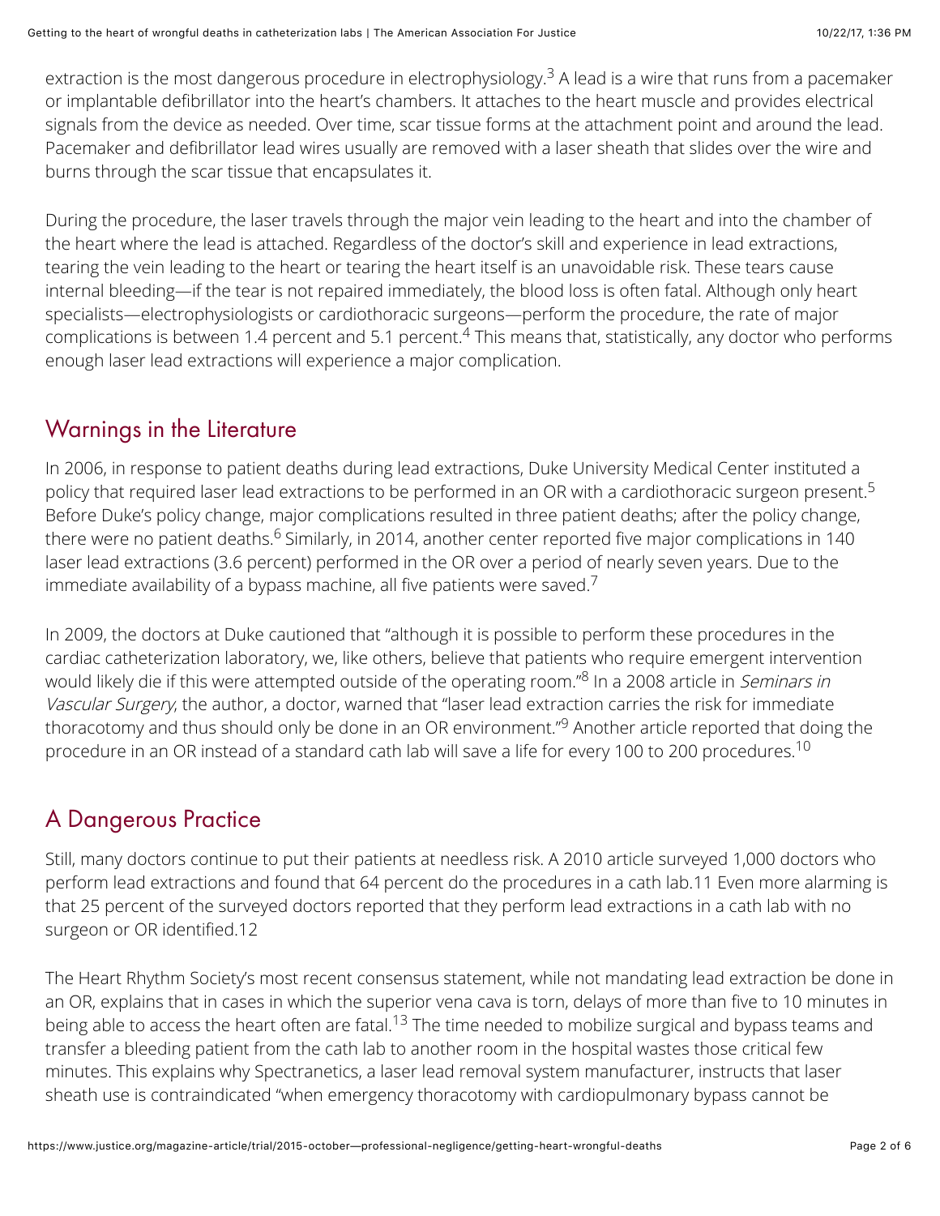extraction is the most dangerous procedure in electrophysiology.[3] A lead is a wire that runs from a pacemaker or implantable defibrillator into the heart's chambers. It attaches to the heart muscle and provides electrical signals from the device as needed. Over time, scar tissue forms at the attachment point and around the lead. Pacemaker and defibrillator lead wires usually are removed with a laser sheath that slides over the wire and burns through the scar tissue that encapsulates it.

During the procedure, the laser travels through the major vein leading to the heart and into the chamber of the heart where the lead is attached. Regardless of the doctor's skill and experience in lead extractions, tearing the vein leading to the heart or tearing the heart itself is an unavoidable risk. These tears cause internal bleeding—if the tear is not repaired immediately, the blood loss is often fatal. Although only heart specialists—electrophysiologists or cardiothoracic surgeons—perform the procedure, the rate of major complications is between 1.4 percent and 5.1 percent.[4] This means that, statistically, any doctor who performs enough laser lead extractions will experience a major complication.

## Warnings in the Literature

In 2006, in response to patient deaths during lead extractions, Duke University Medical Center instituted a policy that required laser lead extractions to be performed in an OR with a cardiothoracic surgeon present.[5] Before Duke's policy change, major complications resulted in three patient deaths; after the policy change, there were no patient deaths.[6] Similarly, in 2014, another center reported five major complications in 140 laser lead extractions (3.6 percent) performed in the OR over a period of nearly seven years. Due to the immediate availability of a bypass machine, all five patients were saved.[7]

In 2009, the doctors at Duke cautioned that "although it is possible to perform these procedures in the cardiac catheterization laboratory, we, like others, believe that patients who require emergent intervention would likely die if this were attempted outside of the operating room."[8] In a 2008 article in *Seminars in Vascular Surgery*, the author, a doctor, warned that "laser lead extraction carries the risk for immediate thoracotomy and thus should only be done in an OR environment."[9] Another article reported that doing the procedure in an OR instead of a standard cath lab will save a life for every 100 to 200 procedures.[10]

## A Dangerous Practice

Still, many doctors continue to put their patients at needless risk. A 2010 article surveyed 1,000 doctors who perform lead extractions and found that 64 percent do the procedures in a cath lab.11 Even more alarming is that 25 percent of the surveyed doctors reported that they perform lead extractions in a cath lab with no surgeon or OR identified.12

The Heart Rhythm Society's most recent consensus statement, while not mandating lead extraction be done in an OR, explains that in cases in which the superior vena cava is torn, delays of more than five to 10 minutes in being able to access the heart often are fatal.[13] The time needed to mobilize surgical and bypass teams and transfer a bleeding patient from the cath lab to another room in the hospital wastes those critical few minutes. This explains why Spectranetics, a laser lead removal system manufacturer, instructs that laser sheath use is contraindicated "when emergency thoracotomy with cardiopulmonary bypass cannot be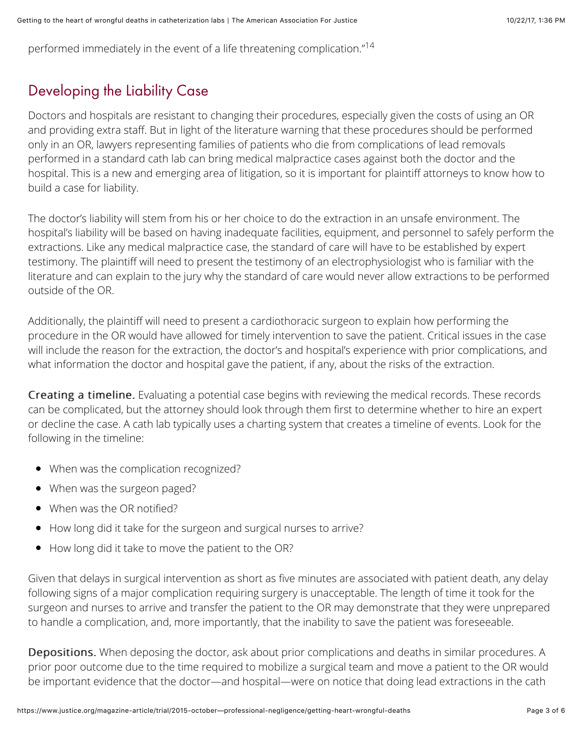performed immediately in the event of a life threatening complication."[14]

## Developing the Liability Case

Doctors and hospitals are resistant to changing their procedures, especially given the costs of using an OR and providing extra staff. But in light of the literature warning that these procedures should be performed only in an OR, lawyers representing families of patients who die from complications of lead removals performed in a standard cath lab can bring medical malpractice cases against both the doctor and the hospital. This is a new and emerging area of litigation, so it is important for plaintiff attorneys to know how to build a case for liability.

The doctor's liability will stem from his or her choice to do the extraction in an unsafe environment. The hospital's liability will be based on having inadequate facilities, equipment, and personnel to safely perform the extractions. Like any medical malpractice case, the standard of care will have to be established by expert testimony. The plaintiff will need to present the testimony of an electrophysiologist who is familiar with the literature and can explain to the jury why the standard of care would never allow extractions to be performed outside of the OR.

Additionally, the plaintiff will need to present a cardiothoracic surgeon to explain how performing the procedure in the OR would have allowed for timely intervention to save the patient. Critical issues in the case will include the reason for the extraction, the doctor's and hospital's experience with prior complications, and what information the doctor and hospital gave the patient, if any, about the risks of the extraction.

**Creating a timeline.** Evaluating a potential case begins with reviewing the medical records. These records can be complicated, but the attorney should look through them first to determine whether to hire an expert or decline the case. A cath lab typically uses a charting system that creates a timeline of events. Look for the following in the timeline:

- When was the complication recognized?
- When was the surgeon paged?
- When was the OR notified?
- How long did it take for the surgeon and surgical nurses to arrive?
- How long did it take to move the patient to the OR?

Given that delays in surgical intervention as short as five minutes are associated with patient death, any delay following signs of a major complication requiring surgery is unacceptable. The length of time it took for the surgeon and nurses to arrive and transfer the patient to the OR may demonstrate that they were unprepared to handle a complication, and, more importantly, that the inability to save the patient was foreseeable.

**Depositions.** When deposing the doctor, ask about prior complications and deaths in similar procedures. A prior poor outcome due to the time required to mobilize a surgical team and move a patient to the OR would be important evidence that the doctor—and hospital—were on notice that doing lead extractions in the cath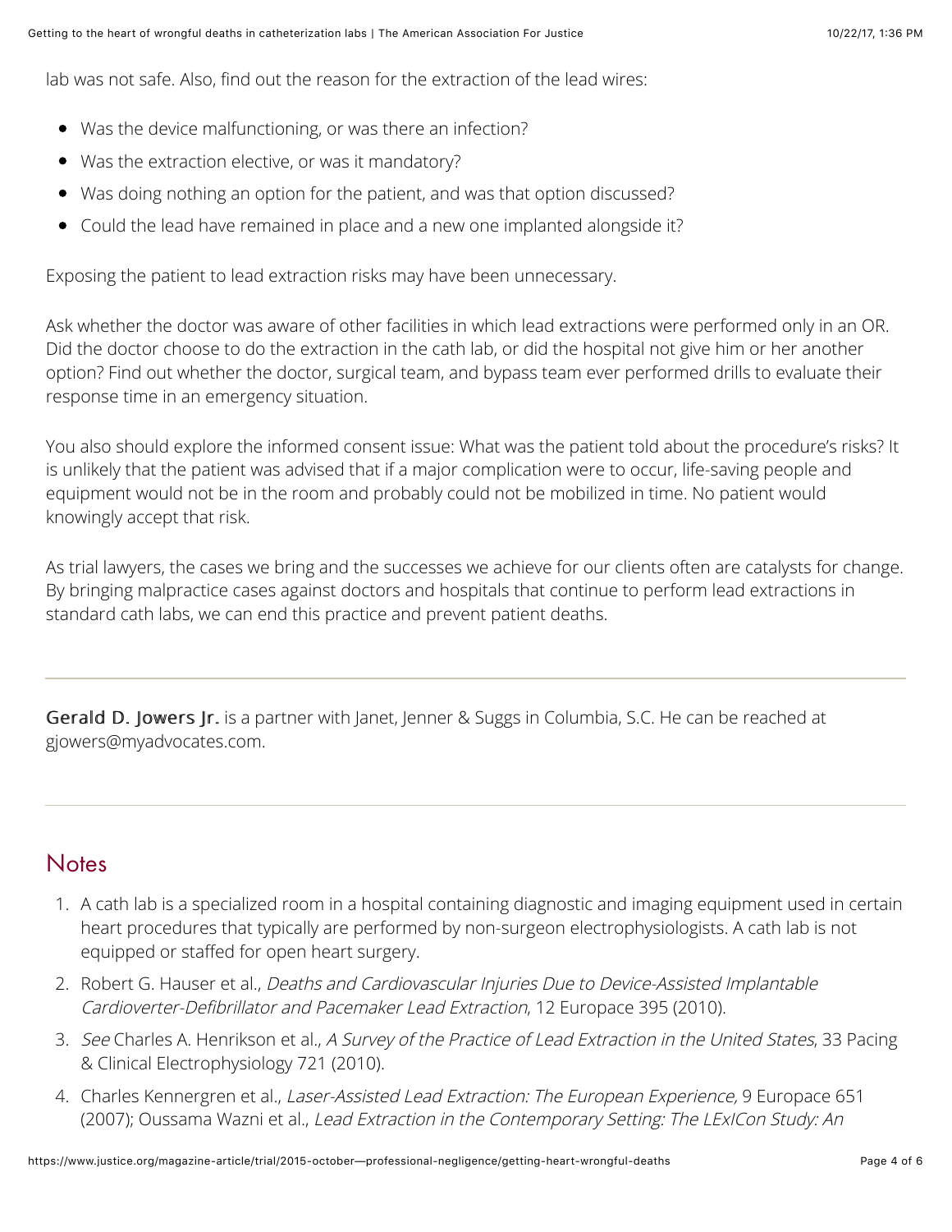lab was not safe. Also, find out the reason for the extraction of the lead wires:

- Was the device malfunctioning, or was there an infection?
- Was the extraction elective, or was it mandatory?
- Was doing nothing an option for the patient, and was that option discussed?
- Could the lead have remained in place and a new one implanted alongside it?

Exposing the patient to lead extraction risks may have been unnecessary.

Ask whether the doctor was aware of other facilities in which lead extractions were performed only in an OR. Did the doctor choose to do the extraction in the cath lab, or did the hospital not give him or her another option? Find out whether the doctor, surgical team, and bypass team ever performed drills to evaluate their response time in an emergency situation.

You also should explore the informed consent issue: What was the patient told about the procedure's risks? It is unlikely that the patient was advised that if a major complication were to occur, life-saving people and equipment would not be in the room and probably could not be mobilized in time. No patient would knowingly accept that risk.

As trial lawyers, the cases we bring and the successes we achieve for our clients often are catalysts for change. By bringing malpractice cases against doctors and hospitals that continue to perform lead extractions in standard cath labs, we can end this practice and prevent patient deaths.

---

**Gerald D. Jowers Jr.** is a partner with Janet, Jenner & Suggs in Columbia, S.C. He can be reached at gjowers@myadvocates.com.

---

## Notes

1. A cath lab is a specialized room in a hospital containing diagnostic and imaging equipment used in certain heart procedures that typically are performed by non-surgeon electrophysiologists. A cath lab is not equipped or staffed for open heart surgery.
2. Robert G. Hauser et al., *Deaths and Cardiovascular Injuries Due to Device-Assisted Implantable Cardioverter-Defibrillator and Pacemaker Lead Extraction*, 12 Europace 395 (2010).
3. *See* Charles A. Henrikson et al., *A Survey of the Practice of Lead Extraction in the United States*, 33 Pacing & Clinical Electrophysiology 721 (2010).
4. Charles Kennergren et al., *Laser-Assisted Lead Extraction: The European Experience,* 9 Europace 651 (2007); Oussama Wazni et al., *Lead Extraction in the Contemporary Setting: The LExICon Study: An*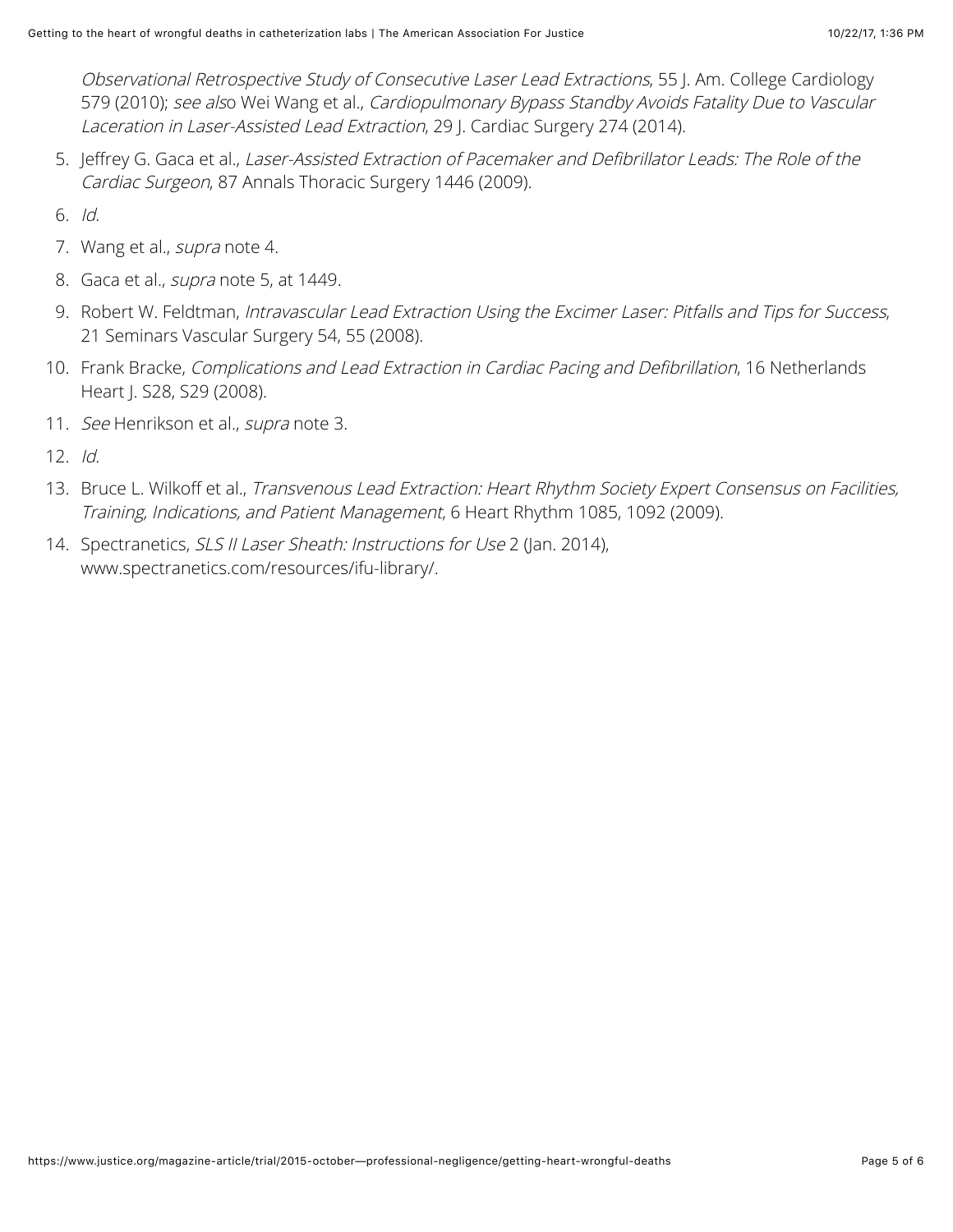*Observational Retrospective Study of Consecutive Laser Lead Extractions*, 55 J. Am. College Cardiology 579 (2010); *see also* Wei Wang et al., *Cardiopulmonary Bypass Standby Avoids Fatality Due to Vascular Laceration in Laser-Assisted Lead Extraction*, 29 J. Cardiac Surgery 274 (2014).

5. Jeffrey G. Gaca et al., *Laser-Assisted Extraction of Pacemaker and Defibrillator Leads: The Role of the Cardiac Surgeon*, 87 Annals Thoracic Surgery 1446 (2009).
6. *Id*.
7. Wang et al., *supra* note 4.
8. Gaca et al., *supra* note 5, at 1449.
9. Robert W. Feldtman, *Intravascular Lead Extraction Using the Excimer Laser: Pitfalls and Tips for Success*, 21 Seminars Vascular Surgery 54, 55 (2008).
10. Frank Bracke, *Complications and Lead Extraction in Cardiac Pacing and Defibrillation*, 16 Netherlands Heart J. S28, S29 (2008).
11. *See* Henrikson et al., *supra* note 3.
12. *Id*.
13. Bruce L. Wilkoff et al., *Transvenous Lead Extraction: Heart Rhythm Society Expert Consensus on Facilities, Training, Indications, and Patient Management*, 6 Heart Rhythm 1085, 1092 (2009).
14. Spectranetics, *SLS II Laser Sheath: Instructions for Use* 2 (Jan. 2014), www.spectranetics.com/resources/ifu-library/.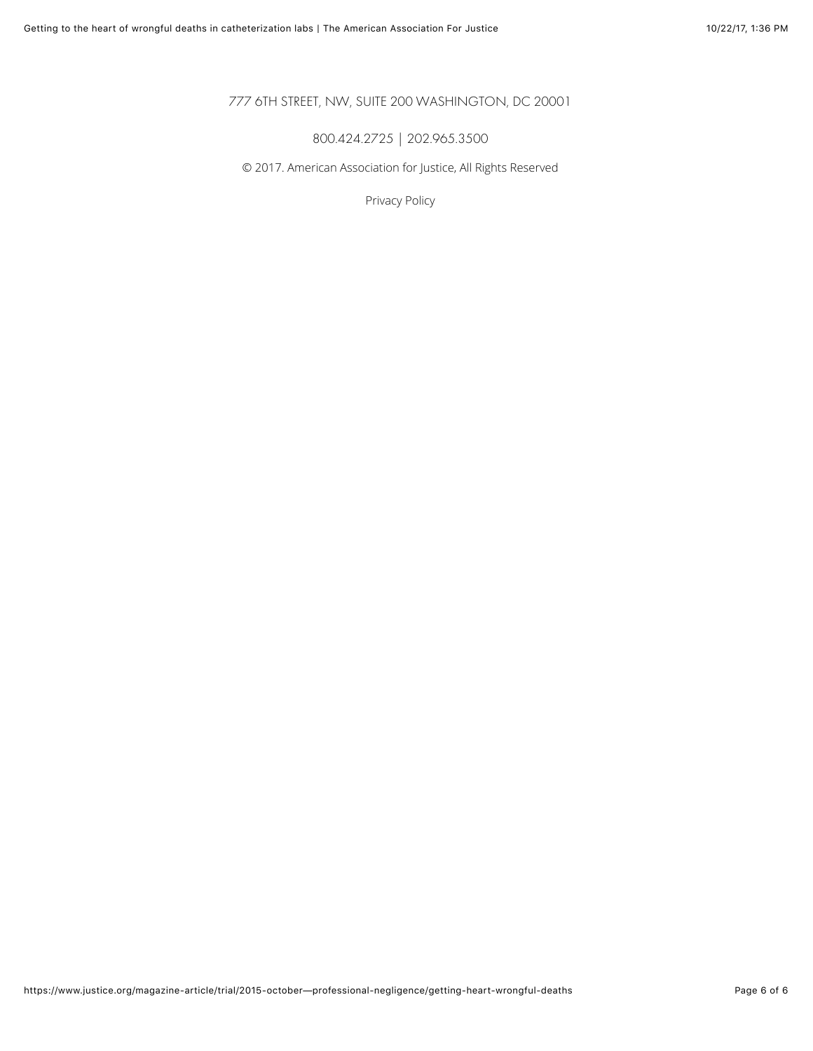777 6TH STREET, NW, SUITE 200 WASHINGTON, DC 20001

800.424.2725 | 202.965.3500

© 2017. American Association for Justice, All Rights Reserved

Privacy Policy